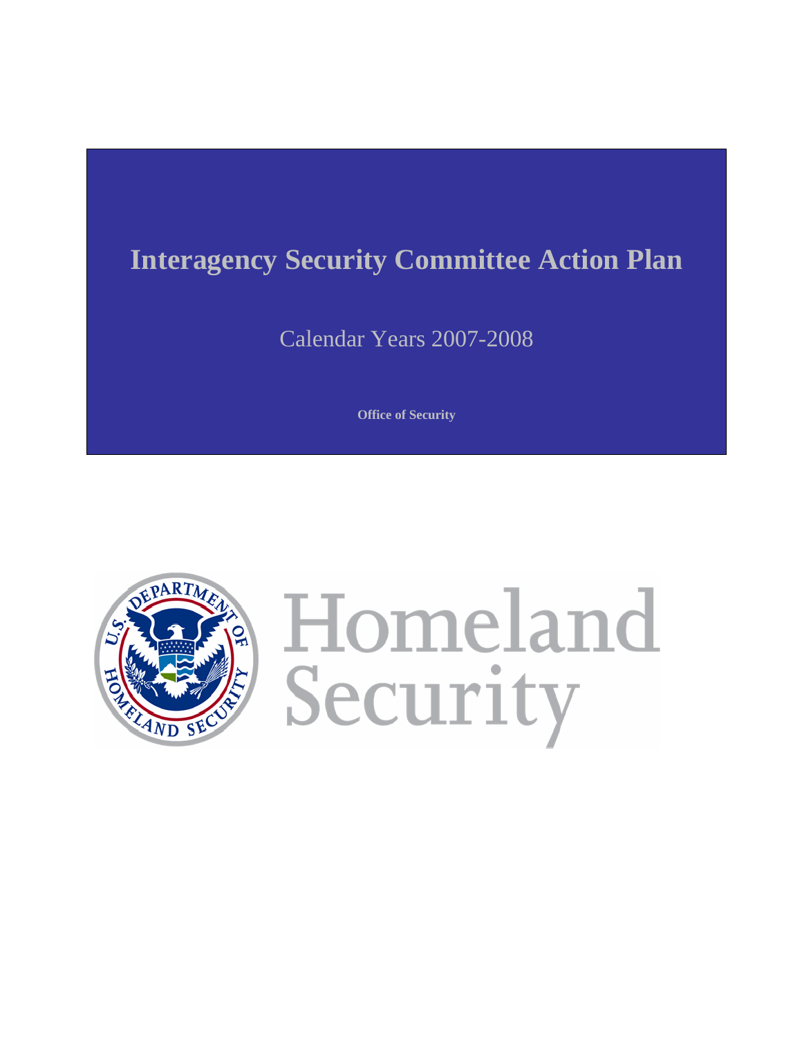# Interagency Security Committee Action Plan

Calendar Years 2007-2008

**Office of Security**

Homeland Security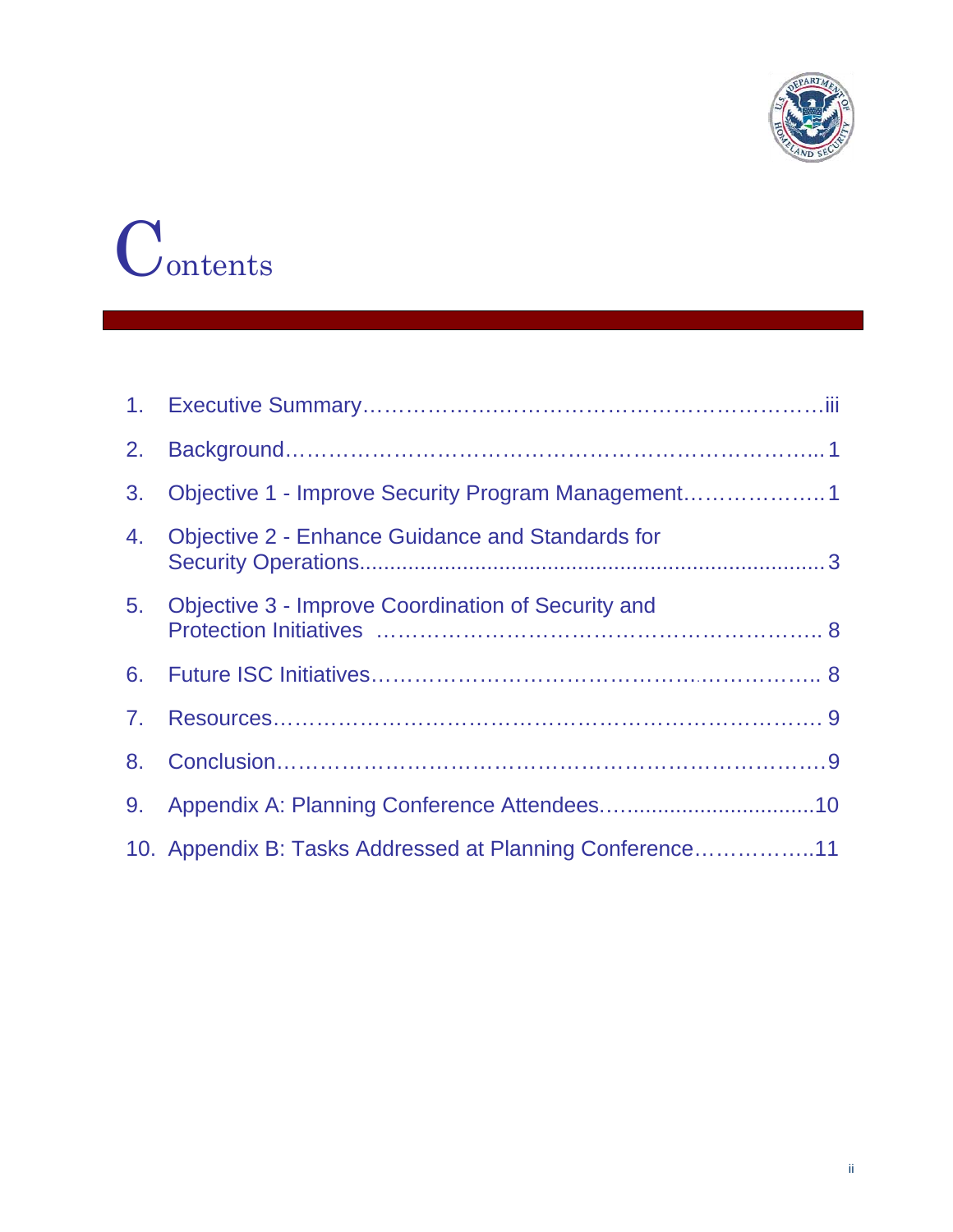# Contents

1. Executive Summary……………………………………………………………iii
2. Background………………………………………………………………….... 1
3. Objective 1 - Improve Security Program Management……………….. 1
4. Objective 2 - Enhance Guidance and Standards for Security Operations........................................................................... 3
5. Objective 3 - Improve Coordination of Security and Protection Initiatives …………………………………………………….. 8
6. Future ISC Initiatives…………………………………………………….. 8
7. Resources…………………………………………………………………… 9
8. Conclusion……………………………………………………………………9
9. Appendix A: Planning Conference Attendees…...............................10
10. Appendix B: Tasks Addressed at Planning Conference……………..11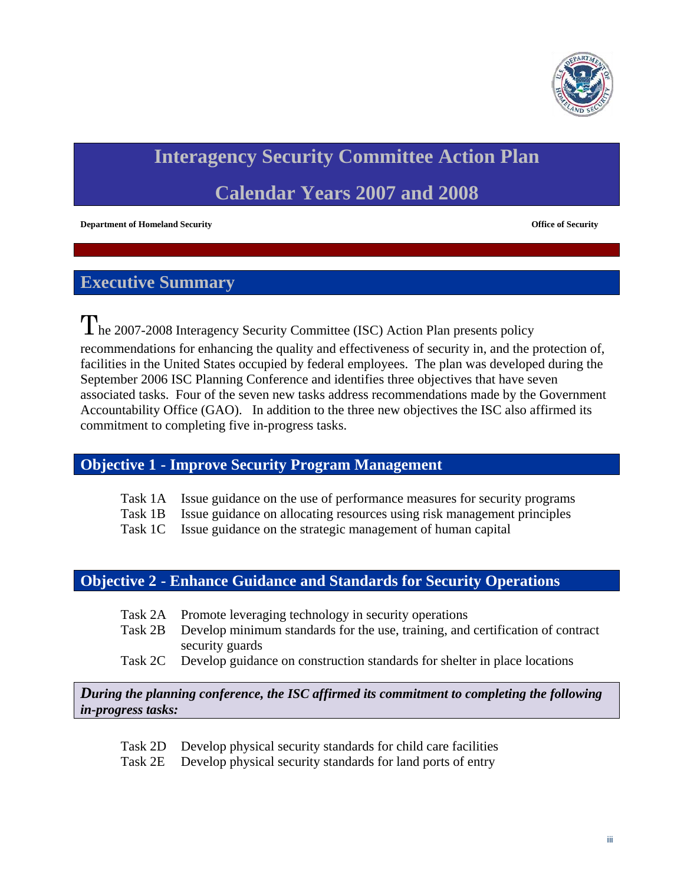# Interagency Security Committee Action Plan

# Calendar Years 2007 and 2008

**Department of Homeland Security** **Office of Security**

## Executive Summary

The 2007-2008 Interagency Security Committee (ISC) Action Plan presents policy recommendations for enhancing the quality and effectiveness of security in, and the protection of, facilities in the United States occupied by federal employees. The plan was developed during the September 2006 ISC Planning Conference and identifies three objectives that have seven associated tasks. Four of the seven new tasks address recommendations made by the Government Accountability Office (GAO). In addition to the three new objectives the ISC also affirmed its commitment to completing five in-progress tasks.

## Objective 1 - Improve Security Program Management

- Task 1A Issue guidance on the use of performance measures for security programs
- Task 1B Issue guidance on allocating resources using risk management principles
- Task 1C Issue guidance on the strategic management of human capital

## Objective 2 - Enhance Guidance and Standards for Security Operations

- Task 2A Promote leveraging technology in security operations
- Task 2B Develop minimum standards for the use, training, and certification of contract security guards
- Task 2C Develop guidance on construction standards for shelter in place locations

***During the planning conference, the ISC affirmed its commitment to completing the following in-progress tasks:***

- Task 2D Develop physical security standards for child care facilities
- Task 2E Develop physical security standards for land ports of entry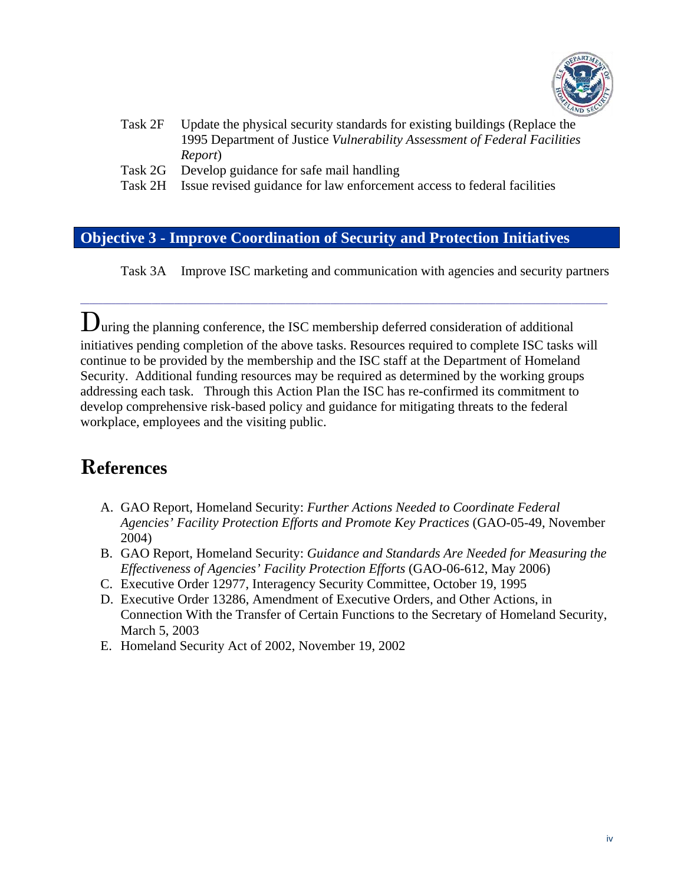Task 2F Update the physical security standards for existing buildings (Replace the 1995 Department of Justice *Vulnerability Assessment of Federal Facilities Report*)

Task 2G Develop guidance for safe mail handling

Task 2H Issue revised guidance for law enforcement access to federal facilities

## Objective 3 - Improve Coordination of Security and Protection Initiatives

Task 3A Improve ISC marketing and communication with agencies and security partners

---

During the planning conference, the ISC membership deferred consideration of additional initiatives pending completion of the above tasks. Resources required to complete ISC tasks will continue to be provided by the membership and the ISC staff at the Department of Homeland Security. Additional funding resources may be required as determined by the working groups addressing each task. Through this Action Plan the ISC has re-confirmed its commitment to develop comprehensive risk-based policy and guidance for mitigating threats to the federal workplace, employees and the visiting public.

# References

A. GAO Report, Homeland Security: *Further Actions Needed to Coordinate Federal Agencies' Facility Protection Efforts and Promote Key Practices* (GAO-05-49, November 2004)
B. GAO Report, Homeland Security: *Guidance and Standards Are Needed for Measuring the Effectiveness of Agencies' Facility Protection Efforts* (GAO-06-612, May 2006)
C. Executive Order 12977, Interagency Security Committee, October 19, 1995
D. Executive Order 13286, Amendment of Executive Orders, and Other Actions, in Connection With the Transfer of Certain Functions to the Secretary of Homeland Security, March 5, 2003
E. Homeland Security Act of 2002, November 19, 2002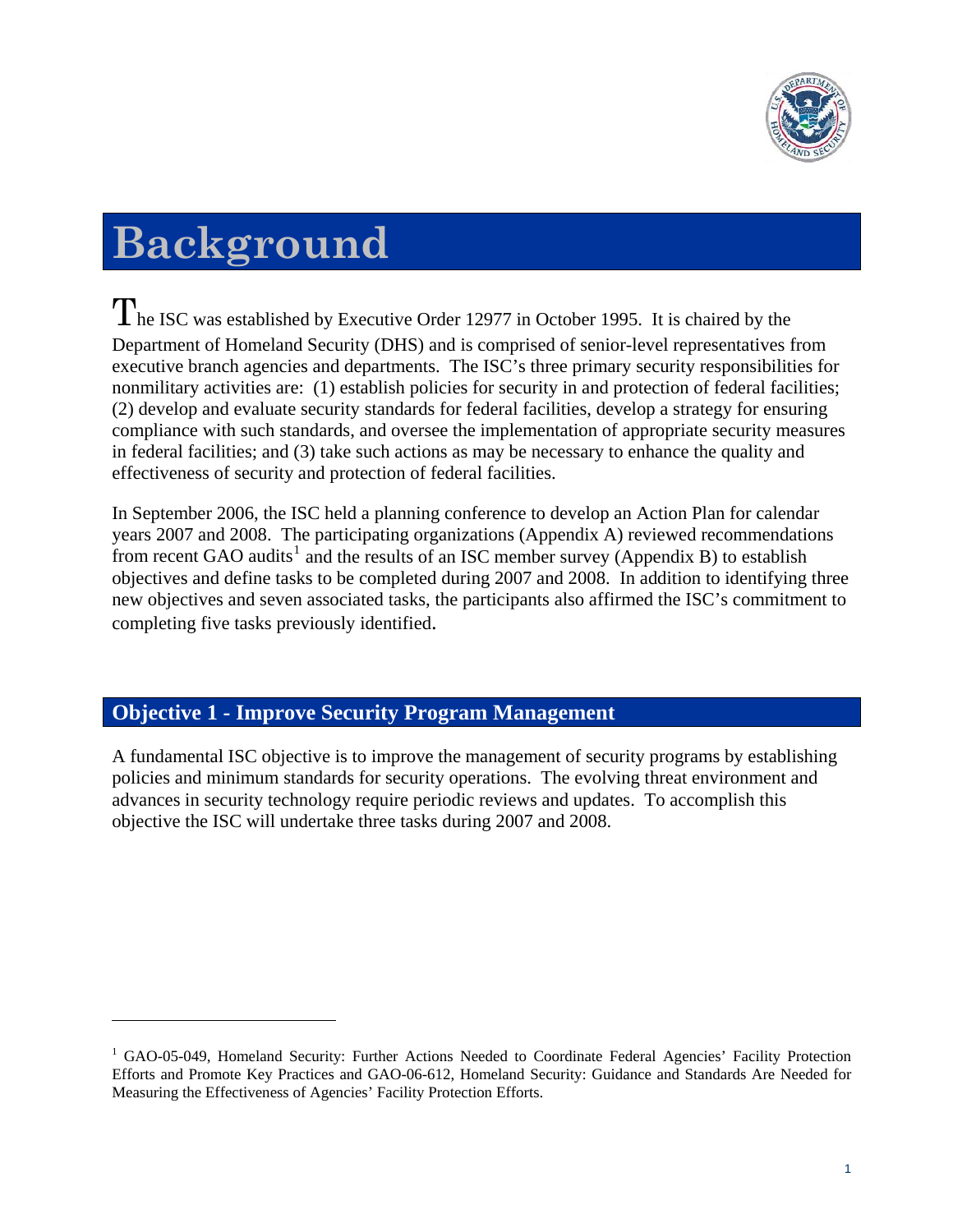# Background

The ISC was established by Executive Order 12977 in October 1995. It is chaired by the Department of Homeland Security (DHS) and is comprised of senior-level representatives from executive branch agencies and departments. The ISC's three primary security responsibilities for nonmilitary activities are: (1) establish policies for security in and protection of federal facilities; (2) develop and evaluate security standards for federal facilities, develop a strategy for ensuring compliance with such standards, and oversee the implementation of appropriate security measures in federal facilities; and (3) take such actions as may be necessary to enhance the quality and effectiveness of security and protection of federal facilities.

In September 2006, the ISC held a planning conference to develop an Action Plan for calendar years 2007 and 2008. The participating organizations (Appendix A) reviewed recommendations from recent GAO audits[1] and the results of an ISC member survey (Appendix B) to establish objectives and define tasks to be completed during 2007 and 2008. In addition to identifying three new objectives and seven associated tasks, the participants also affirmed the ISC's commitment to completing five tasks previously identified.

## Objective 1 - Improve Security Program Management

A fundamental ISC objective is to improve the management of security programs by establishing policies and minimum standards for security operations. The evolving threat environment and advances in security technology require periodic reviews and updates. To accomplish this objective the ISC will undertake three tasks during 2007 and 2008.

---

[1] GAO-05-049, Homeland Security: Further Actions Needed to Coordinate Federal Agencies' Facility Protection Efforts and Promote Key Practices and GAO-06-612, Homeland Security: Guidance and Standards Are Needed for Measuring the Effectiveness of Agencies' Facility Protection Efforts.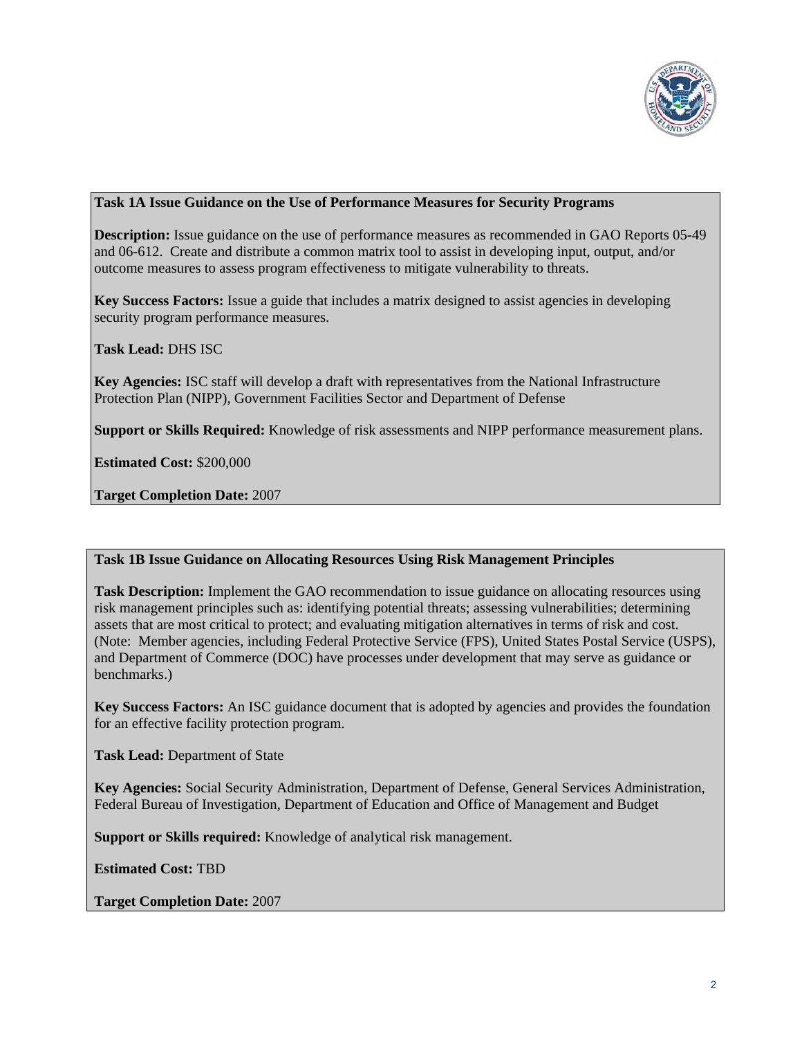**Task 1A Issue Guidance on the Use of Performance Measures for Security Programs**

**Description:** Issue guidance on the use of performance measures as recommended in GAO Reports 05-49 and 06-612. Create and distribute a common matrix tool to assist in developing input, output, and/or outcome measures to assess program effectiveness to mitigate vulnerability to threats.

**Key Success Factors:** Issue a guide that includes a matrix designed to assist agencies in developing security program performance measures.

**Task Lead:** DHS ISC

**Key Agencies:** ISC staff will develop a draft with representatives from the National Infrastructure Protection Plan (NIPP), Government Facilities Sector and Department of Defense

**Support or Skills Required:** Knowledge of risk assessments and NIPP performance measurement plans.

**Estimated Cost:** $200,000

**Target Completion Date:** 2007

**Task 1B Issue Guidance on Allocating Resources Using Risk Management Principles**

**Task Description:** Implement the GAO recommendation to issue guidance on allocating resources using risk management principles such as: identifying potential threats; assessing vulnerabilities; determining assets that are most critical to protect; and evaluating mitigation alternatives in terms of risk and cost. (Note: Member agencies, including Federal Protective Service (FPS), United States Postal Service (USPS), and Department of Commerce (DOC) have processes under development that may serve as guidance or benchmarks.)

**Key Success Factors:** An ISC guidance document that is adopted by agencies and provides the foundation for an effective facility protection program.

**Task Lead:** Department of State

**Key Agencies:** Social Security Administration, Department of Defense, General Services Administration, Federal Bureau of Investigation, Department of Education and Office of Management and Budget

**Support or Skills required:** Knowledge of analytical risk management.

**Estimated Cost:** TBD

**Target Completion Date:** 2007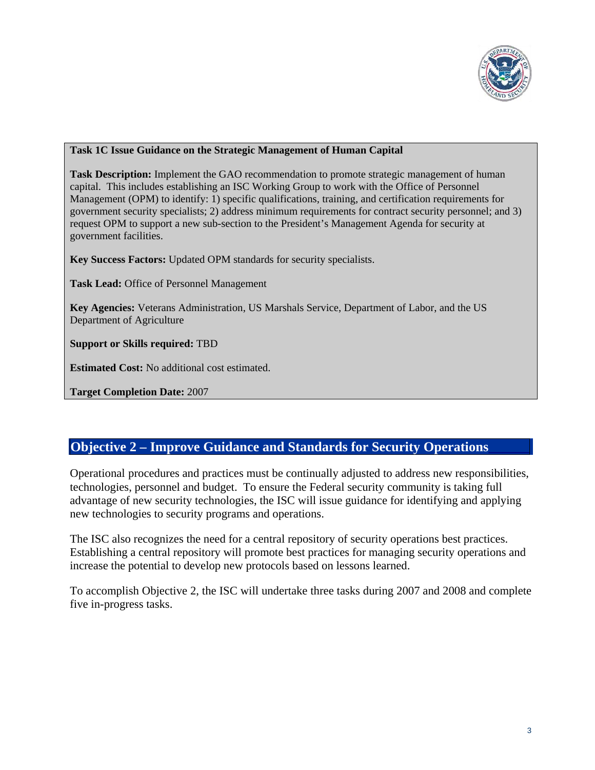**Task 1C Issue Guidance on the Strategic Management of Human Capital**

**Task Description:** Implement the GAO recommendation to promote strategic management of human capital. This includes establishing an ISC Working Group to work with the Office of Personnel Management (OPM) to identify: 1) specific qualifications, training, and certification requirements for government security specialists; 2) address minimum requirements for contract security personnel; and 3) request OPM to support a new sub-section to the President's Management Agenda for security at government facilities.

**Key Success Factors:** Updated OPM standards for security specialists.

**Task Lead:** Office of Personnel Management

**Key Agencies:** Veterans Administration, US Marshals Service, Department of Labor, and the US Department of Agriculture

**Support or Skills required:** TBD

**Estimated Cost:** No additional cost estimated.

**Target Completion Date:** 2007

## Objective 2 – Improve Guidance and Standards for Security Operations

Operational procedures and practices must be continually adjusted to address new responsibilities, technologies, personnel and budget. To ensure the Federal security community is taking full advantage of new security technologies, the ISC will issue guidance for identifying and applying new technologies to security programs and operations.

The ISC also recognizes the need for a central repository of security operations best practices. Establishing a central repository will promote best practices for managing security operations and increase the potential to develop new protocols based on lessons learned.

To accomplish Objective 2, the ISC will undertake three tasks during 2007 and 2008 and complete five in-progress tasks.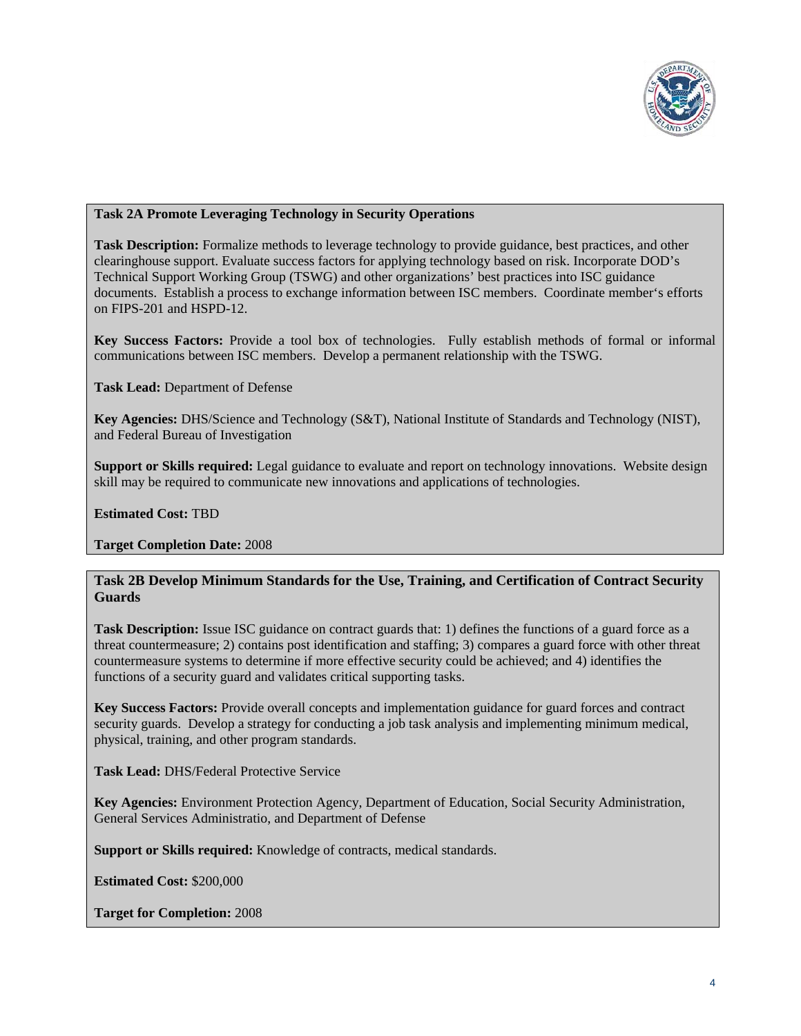**Task 2A Promote Leveraging Technology in Security Operations**

**Task Description:** Formalize methods to leverage technology to provide guidance, best practices, and other clearinghouse support. Evaluate success factors for applying technology based on risk. Incorporate DOD's Technical Support Working Group (TSWG) and other organizations' best practices into ISC guidance documents. Establish a process to exchange information between ISC members. Coordinate member's efforts on FIPS-201 and HSPD-12.

**Key Success Factors:** Provide a tool box of technologies. Fully establish methods of formal or informal communications between ISC members. Develop a permanent relationship with the TSWG.

**Task Lead:** Department of Defense

**Key Agencies:** DHS/Science and Technology (S&T), National Institute of Standards and Technology (NIST), and Federal Bureau of Investigation

**Support or Skills required:** Legal guidance to evaluate and report on technology innovations. Website design skill may be required to communicate new innovations and applications of technologies.

**Estimated Cost:** TBD

**Target Completion Date:** 2008

**Task 2B Develop Minimum Standards for the Use, Training, and Certification of Contract Security Guards**

**Task Description:** Issue ISC guidance on contract guards that: 1) defines the functions of a guard force as a threat countermeasure; 2) contains post identification and staffing; 3) compares a guard force with other threat countermeasure systems to determine if more effective security could be achieved; and 4) identifies the functions of a security guard and validates critical supporting tasks.

**Key Success Factors:** Provide overall concepts and implementation guidance for guard forces and contract security guards. Develop a strategy for conducting a job task analysis and implementing minimum medical, physical, training, and other program standards.

**Task Lead:** DHS/Federal Protective Service

**Key Agencies:** Environment Protection Agency, Department of Education, Social Security Administration, General Services Administratio, and Department of Defense

**Support or Skills required:** Knowledge of contracts, medical standards.

**Estimated Cost:** $200,000

**Target for Completion:** 2008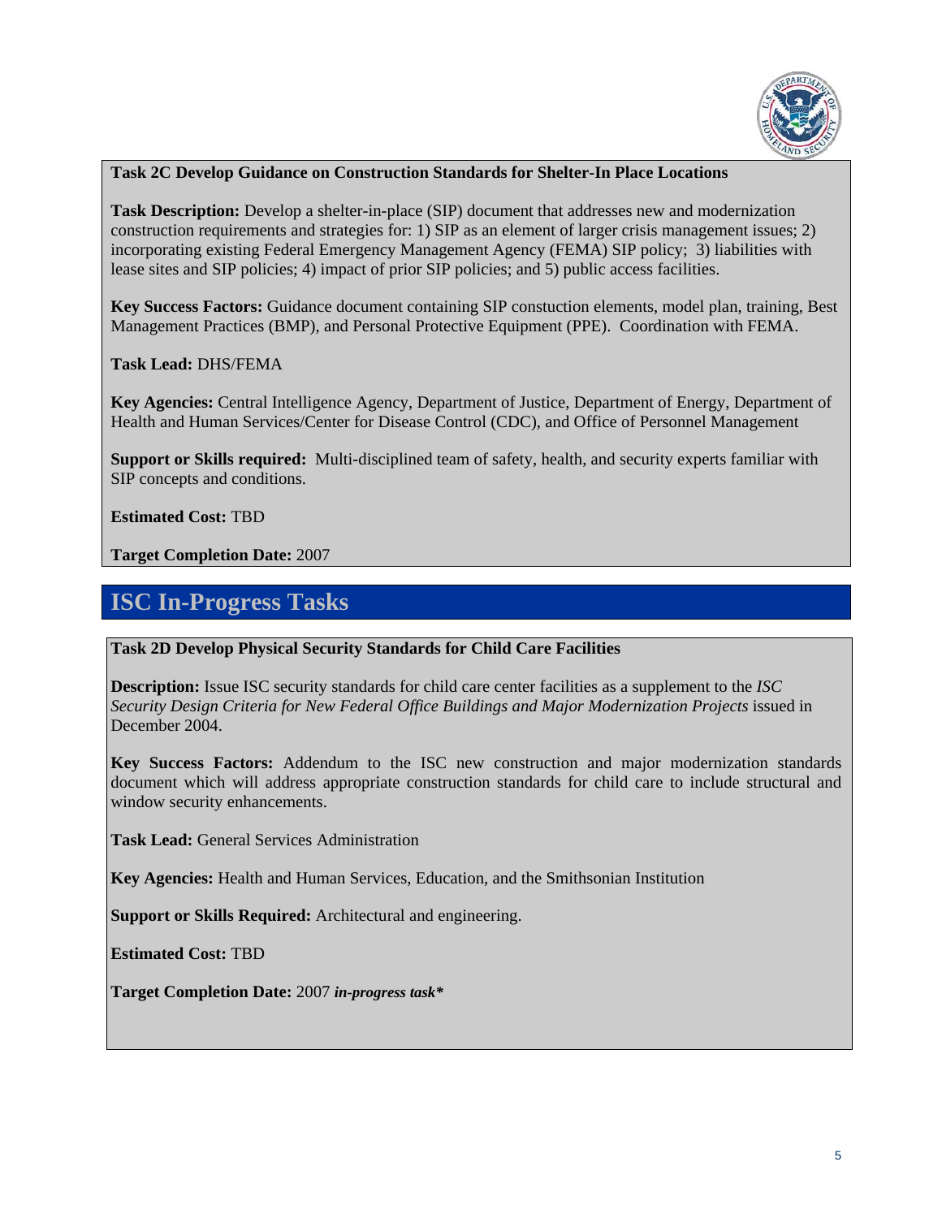**Task 2C Develop Guidance on Construction Standards for Shelter-In Place Locations**

**Task Description:** Develop a shelter-in-place (SIP) document that addresses new and modernization construction requirements and strategies for: 1) SIP as an element of larger crisis management issues; 2) incorporating existing Federal Emergency Management Agency (FEMA) SIP policy; 3) liabilities with lease sites and SIP policies; 4) impact of prior SIP policies; and 5) public access facilities.

**Key Success Factors:** Guidance document containing SIP constuction elements, model plan, training, Best Management Practices (BMP), and Personal Protective Equipment (PPE). Coordination with FEMA.

**Task Lead:** DHS/FEMA

**Key Agencies:** Central Intelligence Agency, Department of Justice, Department of Energy, Department of Health and Human Services/Center for Disease Control (CDC), and Office of Personnel Management

**Support or Skills required:** Multi-disciplined team of safety, health, and security experts familiar with SIP concepts and conditions.

**Estimated Cost:** TBD

**Target Completion Date:** 2007

## ISC In-Progress Tasks

**Task 2D Develop Physical Security Standards for Child Care Facilities**

**Description:** Issue ISC security standards for child care center facilities as a supplement to the *ISC Security Design Criteria for New Federal Office Buildings and Major Modernization Projects* issued in December 2004.

**Key Success Factors:** Addendum to the ISC new construction and major modernization standards document which will address appropriate construction standards for child care to include structural and window security enhancements.

**Task Lead:** General Services Administration

**Key Agencies:** Health and Human Services, Education, and the Smithsonian Institution

**Support or Skills Required:** Architectural and engineering.

**Estimated Cost:** TBD

**Target Completion Date:** 2007 ***in-progress task****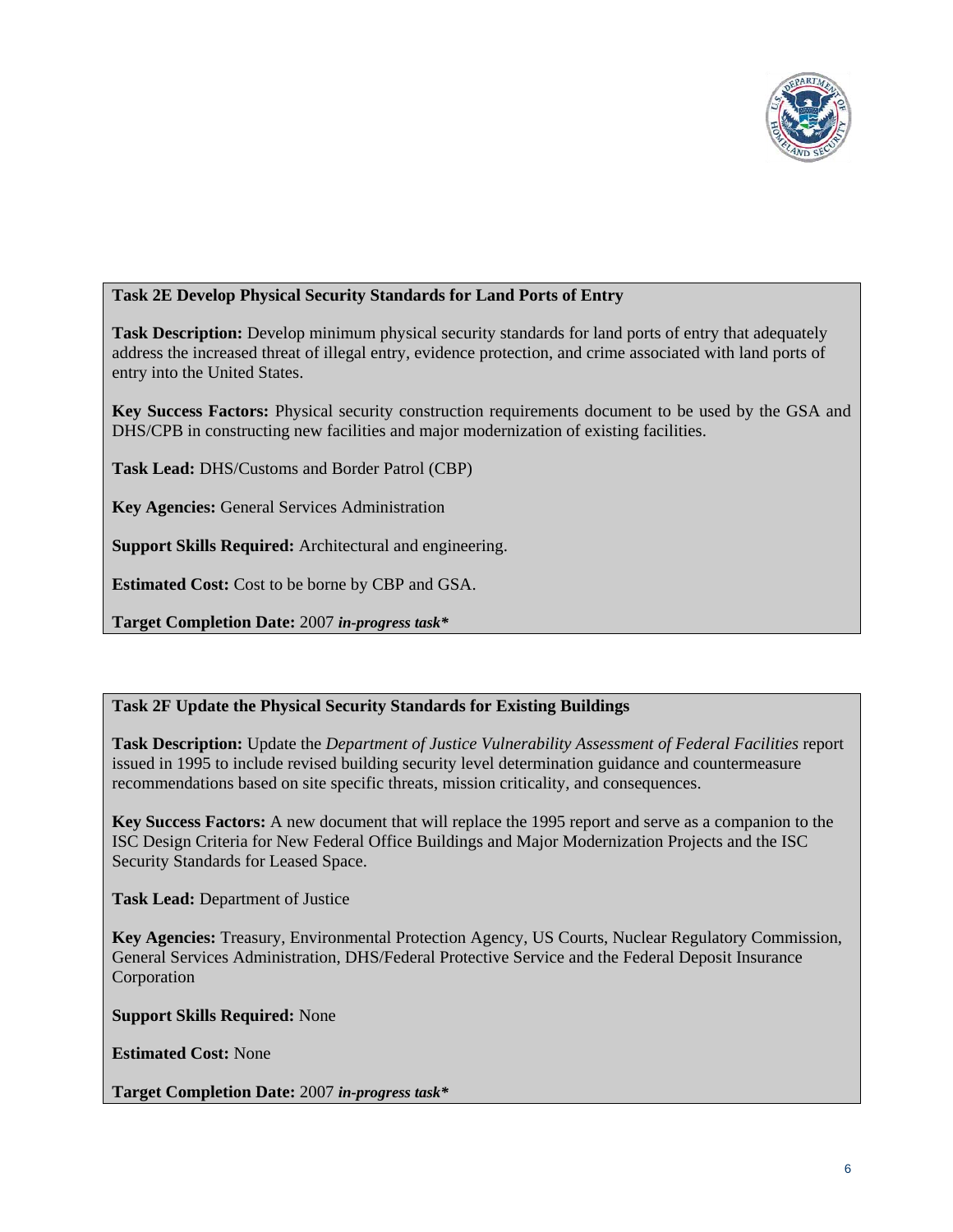**Task 2E Develop Physical Security Standards for Land Ports of Entry**

**Task Description:** Develop minimum physical security standards for land ports of entry that adequately address the increased threat of illegal entry, evidence protection, and crime associated with land ports of entry into the United States.

**Key Success Factors:** Physical security construction requirements document to be used by the GSA and DHS/CPB in constructing new facilities and major modernization of existing facilities.

**Task Lead:** DHS/Customs and Border Patrol (CBP)

**Key Agencies:** General Services Administration

**Support Skills Required:** Architectural and engineering.

**Estimated Cost:** Cost to be borne by CBP and GSA.

**Target Completion Date:** 2007 ***in-progress task****

**Task 2F Update the Physical Security Standards for Existing Buildings**

**Task Description:** Update the *Department of Justice Vulnerability Assessment of Federal Facilities* report issued in 1995 to include revised building security level determination guidance and countermeasure recommendations based on site specific threats, mission criticality, and consequences.

**Key Success Factors:** A new document that will replace the 1995 report and serve as a companion to the ISC Design Criteria for New Federal Office Buildings and Major Modernization Projects and the ISC Security Standards for Leased Space.

**Task Lead:** Department of Justice

**Key Agencies:** Treasury, Environmental Protection Agency, US Courts, Nuclear Regulatory Commission, General Services Administration, DHS/Federal Protective Service and the Federal Deposit Insurance Corporation

**Support Skills Required:** None

**Estimated Cost:** None

**Target Completion Date:** 2007 ***in-progress task****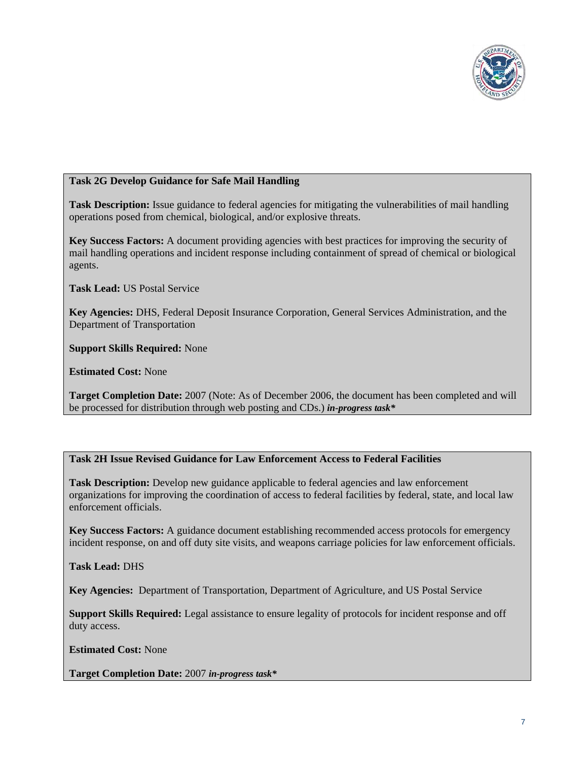**Task 2G Develop Guidance for Safe Mail Handling**

**Task Description:** Issue guidance to federal agencies for mitigating the vulnerabilities of mail handling operations posed from chemical, biological, and/or explosive threats.

**Key Success Factors:** A document providing agencies with best practices for improving the security of mail handling operations and incident response including containment of spread of chemical or biological agents.

**Task Lead:** US Postal Service

**Key Agencies:** DHS, Federal Deposit Insurance Corporation, General Services Administration, and the Department of Transportation

**Support Skills Required:** None

**Estimated Cost:** None

**Target Completion Date:** 2007 (Note: As of December 2006, the document has been completed and will be processed for distribution through web posting and CDs.) ***in-progress task****

**Task 2H Issue Revised Guidance for Law Enforcement Access to Federal Facilities**

**Task Description:** Develop new guidance applicable to federal agencies and law enforcement organizations for improving the coordination of access to federal facilities by federal, state, and local law enforcement officials.

**Key Success Factors:** A guidance document establishing recommended access protocols for emergency incident response, on and off duty site visits, and weapons carriage policies for law enforcement officials.

**Task Lead:** DHS

**Key Agencies:** Department of Transportation, Department of Agriculture, and US Postal Service

**Support Skills Required:** Legal assistance to ensure legality of protocols for incident response and off duty access.

**Estimated Cost:** None

**Target Completion Date:** 2007 ***in-progress task****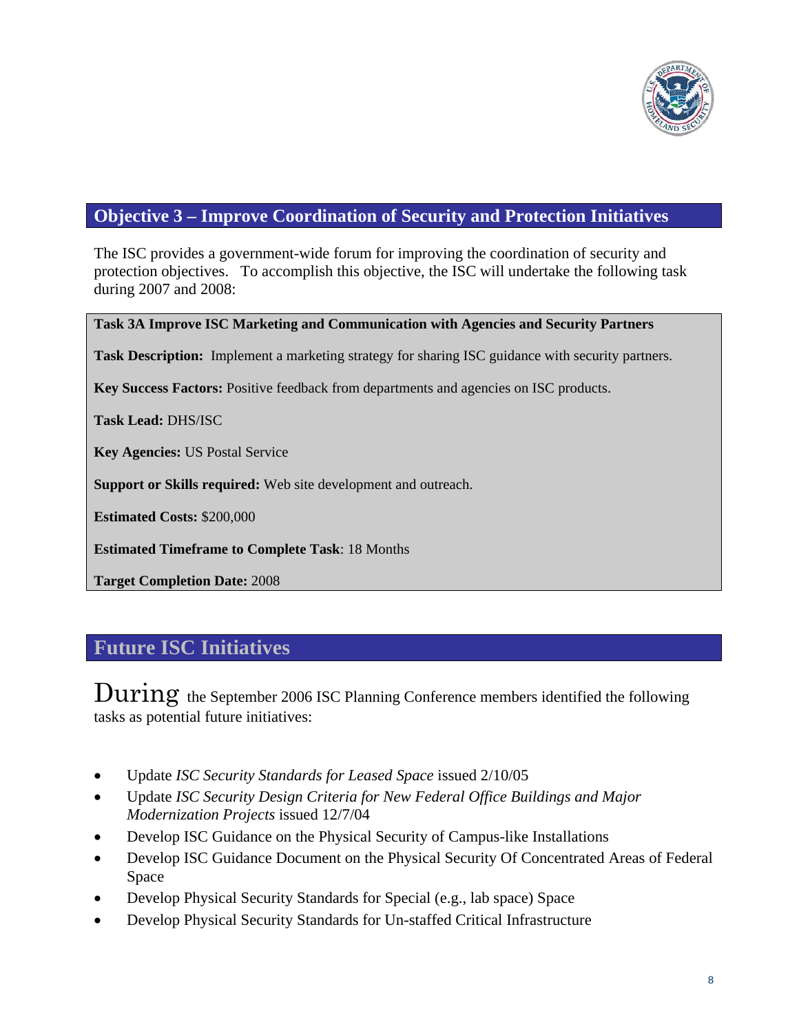## Objective 3 – Improve Coordination of Security and Protection Initiatives

The ISC provides a government-wide forum for improving the coordination of security and protection objectives. To accomplish this objective, the ISC will undertake the following task during 2007 and 2008:

**Task 3A Improve ISC Marketing and Communication with Agencies and Security Partners**

**Task Description:** Implement a marketing strategy for sharing ISC guidance with security partners.

**Key Success Factors:** Positive feedback from departments and agencies on ISC products.

**Task Lead:** DHS/ISC

**Key Agencies:** US Postal Service

**Support or Skills required:** Web site development and outreach.

**Estimated Costs:** $200,000

**Estimated Timeframe to Complete Task**: 18 Months

**Target Completion Date:** 2008

## Future ISC Initiatives

During the September 2006 ISC Planning Conference members identified the following tasks as potential future initiatives:

- Update *ISC Security Standards for Leased Space* issued 2/10/05
- Update *ISC Security Design Criteria for New Federal Office Buildings and Major Modernization Projects* issued 12/7/04
- Develop ISC Guidance on the Physical Security of Campus-like Installations
- Develop ISC Guidance Document on the Physical Security Of Concentrated Areas of Federal Space
- Develop Physical Security Standards for Special (e.g., lab space) Space
- Develop Physical Security Standards for Un-staffed Critical Infrastructure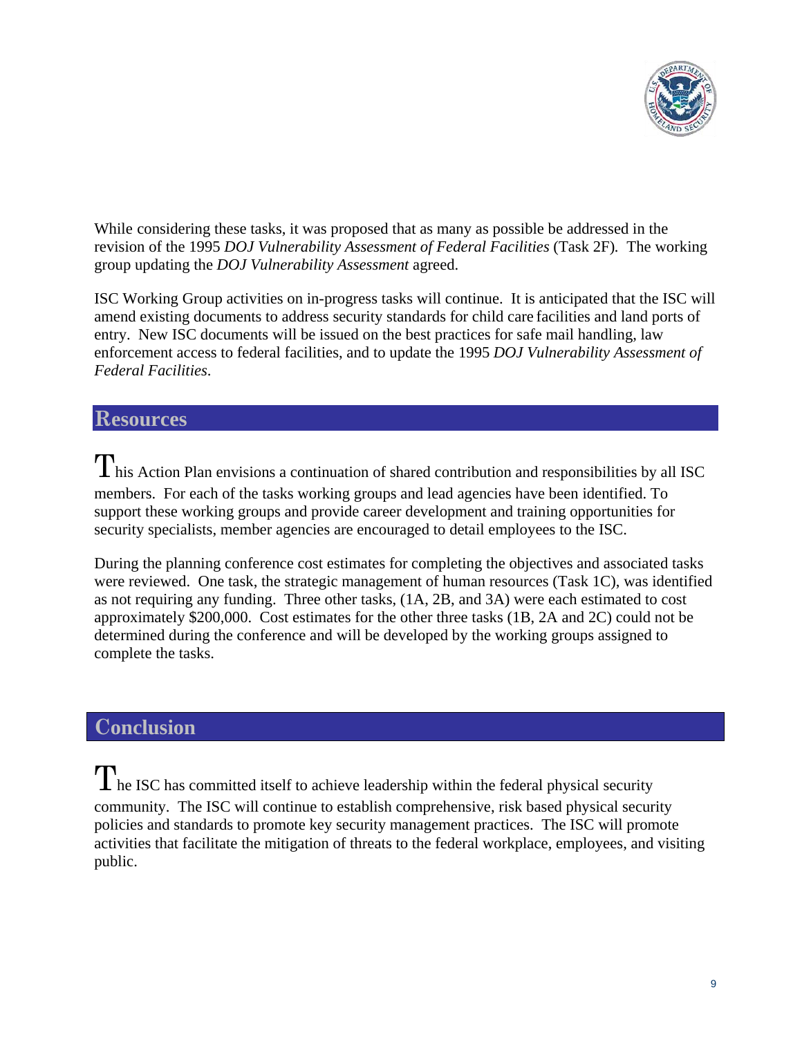While considering these tasks, it was proposed that as many as possible be addressed in the revision of the 1995 *DOJ Vulnerability Assessment of Federal Facilities* (Task 2F). The working group updating the *DOJ Vulnerability Assessment* agreed.

ISC Working Group activities on in-progress tasks will continue. It is anticipated that the ISC will amend existing documents to address security standards for child care facilities and land ports of entry. New ISC documents will be issued on the best practices for safe mail handling, law enforcement access to federal facilities, and to update the 1995 *DOJ Vulnerability Assessment of Federal Facilities*.

## Resources

This Action Plan envisions a continuation of shared contribution and responsibilities by all ISC members. For each of the tasks working groups and lead agencies have been identified. To support these working groups and provide career development and training opportunities for security specialists, member agencies are encouraged to detail employees to the ISC.

During the planning conference cost estimates for completing the objectives and associated tasks were reviewed. One task, the strategic management of human resources (Task 1C), was identified as not requiring any funding. Three other tasks, (1A, 2B, and 3A) were each estimated to cost approximately $200,000. Cost estimates for the other three tasks (1B, 2A and 2C) could not be determined during the conference and will be developed by the working groups assigned to complete the tasks.

## Conclusion

The ISC has committed itself to achieve leadership within the federal physical security community. The ISC will continue to establish comprehensive, risk based physical security policies and standards to promote key security management practices. The ISC will promote activities that facilitate the mitigation of threats to the federal workplace, employees, and visiting public.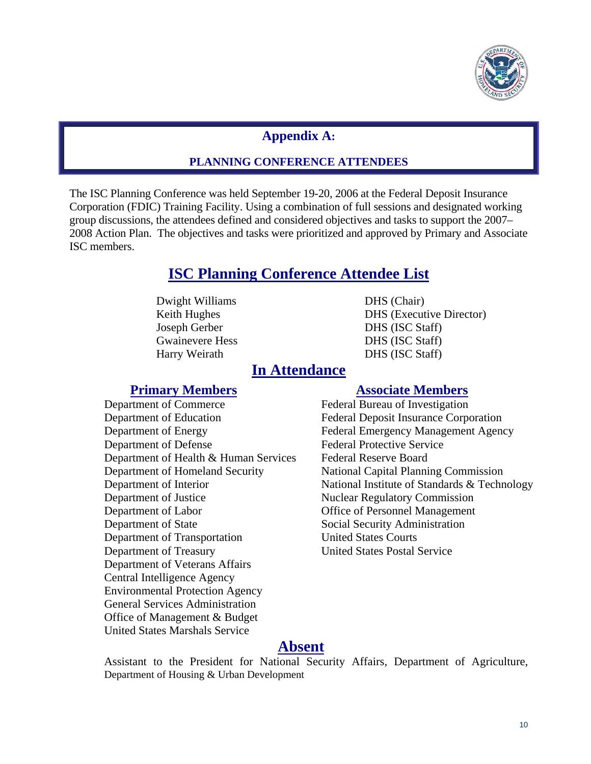# Appendix A:

## PLANNING CONFERENCE ATTENDEES

The ISC Planning Conference was held September 19-20, 2006 at the Federal Deposit Insurance Corporation (FDIC) Training Facility. Using a combination of full sessions and designated working group discussions, the attendees defined and considered objectives and tasks to support the 2007–2008 Action Plan. The objectives and tasks were prioritized and approved by Primary and Associate ISC members.

## ISC Planning Conference Attendee List

| | |
|---|---|
| Dwight Williams | DHS (Chair) |
| Keith Hughes | DHS (Executive Director) |
| Joseph Gerber | DHS (ISC Staff) |
| Gwainevere Hess | DHS (ISC Staff) |
| Harry Weirath | DHS (ISC Staff) |

## In Attendance

### Primary Members

Department of Commerce
Department of Education
Department of Energy
Department of Defense
Department of Health & Human Services
Department of Homeland Security
Department of Interior
Department of Justice
Department of Labor
Department of State
Department of Transportation
Department of Treasury
Department of Veterans Affairs
Central Intelligence Agency
Environmental Protection Agency
General Services Administration
Office of Management & Budget
United States Marshals Service

### Associate Members

Federal Bureau of Investigation
Federal Deposit Insurance Corporation
Federal Emergency Management Agency
Federal Protective Service
Federal Reserve Board
National Capital Planning Commission
National Institute of Standards & Technology
Nuclear Regulatory Commission
Office of Personnel Management
Social Security Administration
United States Courts
United States Postal Service

## Absent

Assistant to the President for National Security Affairs, Department of Agriculture, Department of Housing & Urban Development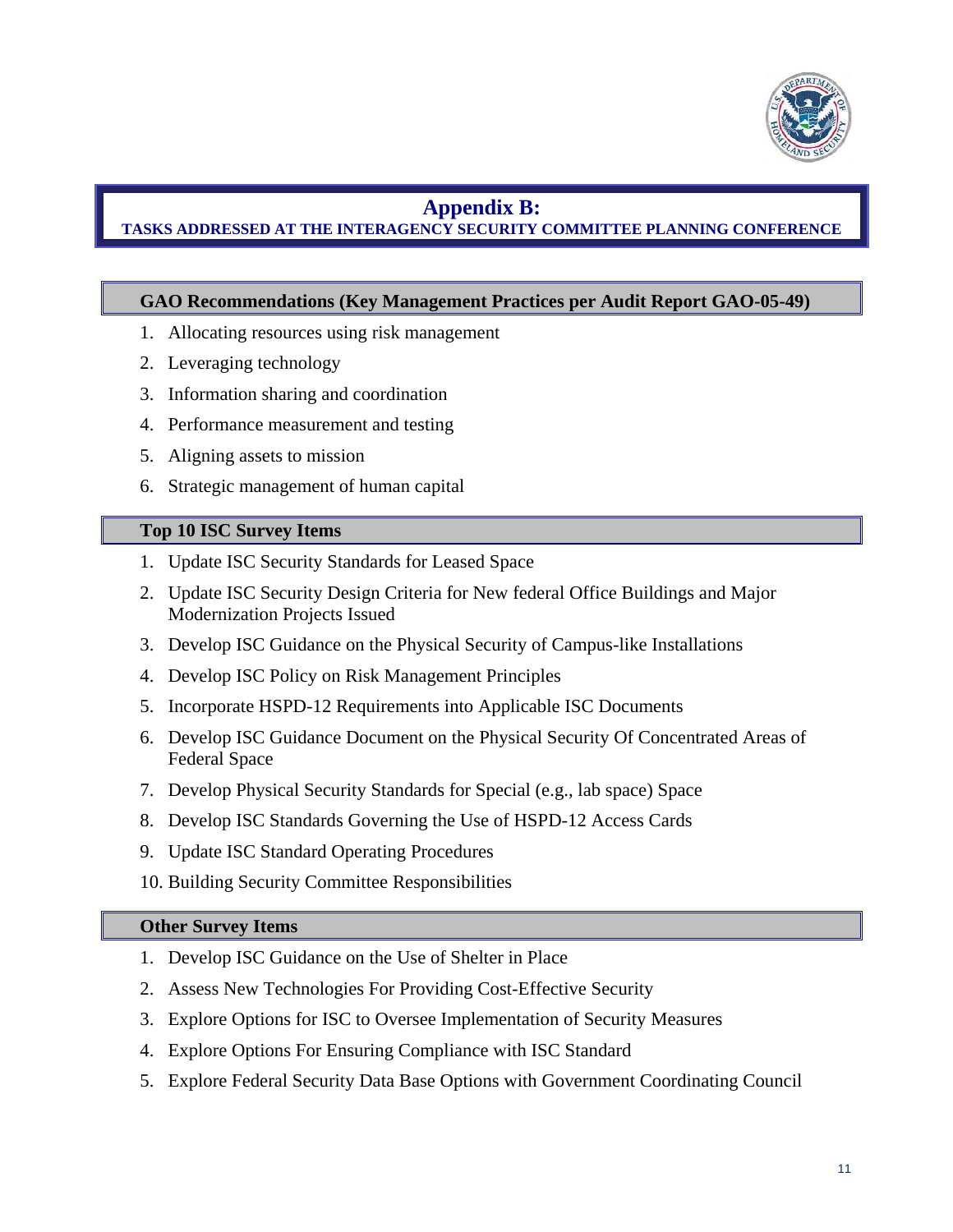# Appendix B:

## TASKS ADDRESSED AT THE INTERAGENCY SECURITY COMMITTEE PLANNING CONFERENCE

### GAO Recommendations (Key Management Practices per Audit Report GAO-05-49)

1. Allocating resources using risk management
2. Leveraging technology
3. Information sharing and coordination
4. Performance measurement and testing
5. Aligning assets to mission
6. Strategic management of human capital

### Top 10 ISC Survey Items

1. Update ISC Security Standards for Leased Space
2. Update ISC Security Design Criteria for New federal Office Buildings and Major Modernization Projects Issued
3. Develop ISC Guidance on the Physical Security of Campus-like Installations
4. Develop ISC Policy on Risk Management Principles
5. Incorporate HSPD-12 Requirements into Applicable ISC Documents
6. Develop ISC Guidance Document on the Physical Security Of Concentrated Areas of Federal Space
7. Develop Physical Security Standards for Special (e.g., lab space) Space
8. Develop ISC Standards Governing the Use of HSPD-12 Access Cards
9. Update ISC Standard Operating Procedures
10. Building Security Committee Responsibilities

### Other Survey Items

1. Develop ISC Guidance on the Use of Shelter in Place
2. Assess New Technologies For Providing Cost-Effective Security
3. Explore Options for ISC to Oversee Implementation of Security Measures
4. Explore Options For Ensuring Compliance with ISC Standard
5. Explore Federal Security Data Base Options with Government Coordinating Council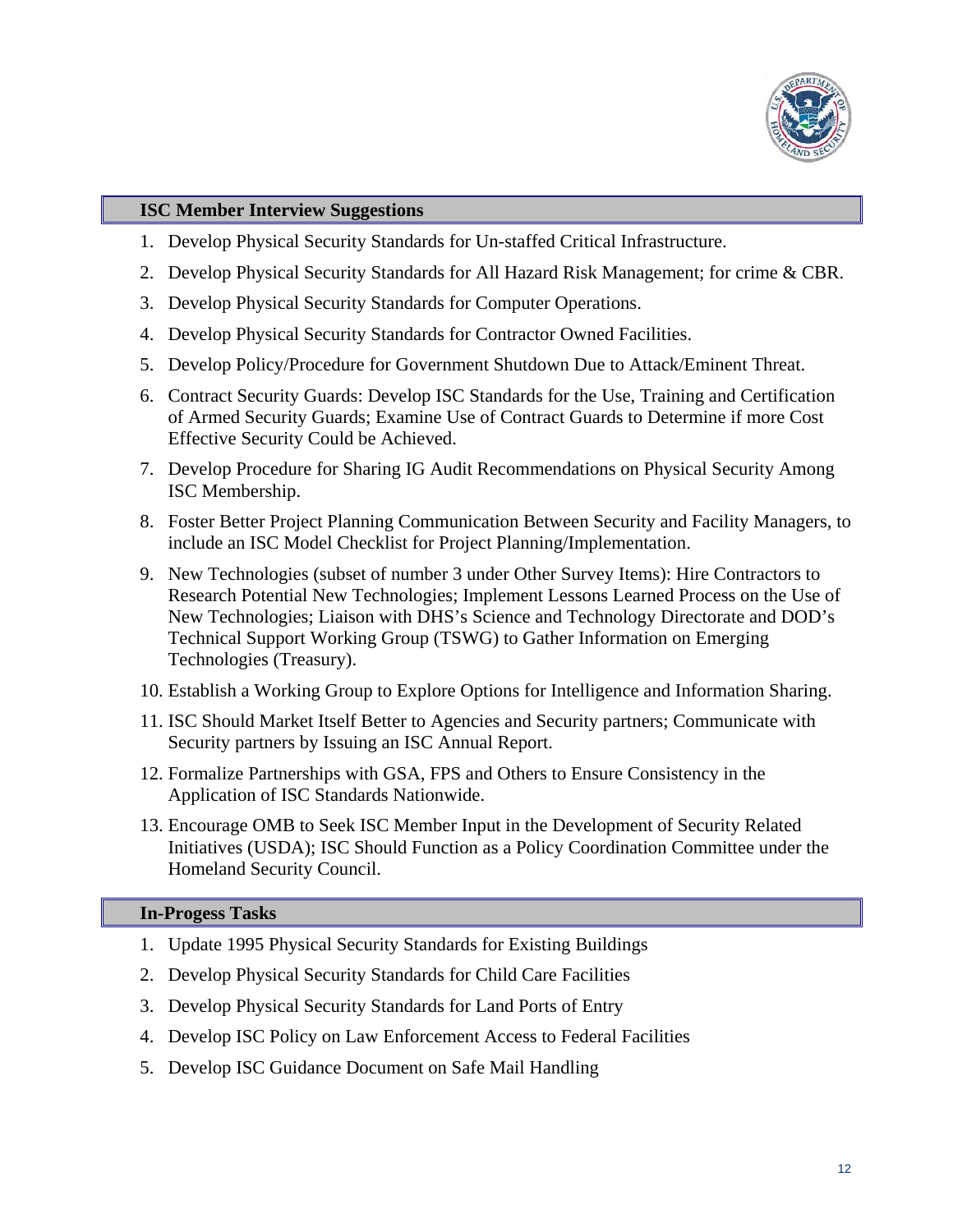## ISC Member Interview Suggestions

1. Develop Physical Security Standards for Un-staffed Critical Infrastructure.
2. Develop Physical Security Standards for All Hazard Risk Management; for crime & CBR.
3. Develop Physical Security Standards for Computer Operations.
4. Develop Physical Security Standards for Contractor Owned Facilities.
5. Develop Policy/Procedure for Government Shutdown Due to Attack/Eminent Threat.
6. Contract Security Guards: Develop ISC Standards for the Use, Training and Certification of Armed Security Guards; Examine Use of Contract Guards to Determine if more Cost Effective Security Could be Achieved.
7. Develop Procedure for Sharing IG Audit Recommendations on Physical Security Among ISC Membership.
8. Foster Better Project Planning Communication Between Security and Facility Managers, to include an ISC Model Checklist for Project Planning/Implementation.
9. New Technologies (subset of number 3 under Other Survey Items): Hire Contractors to Research Potential New Technologies; Implement Lessons Learned Process on the Use of New Technologies; Liaison with DHS's Science and Technology Directorate and DOD's Technical Support Working Group (TSWG) to Gather Information on Emerging Technologies (Treasury).
10. Establish a Working Group to Explore Options for Intelligence and Information Sharing.
11. ISC Should Market Itself Better to Agencies and Security partners; Communicate with Security partners by Issuing an ISC Annual Report.
12. Formalize Partnerships with GSA, FPS and Others to Ensure Consistency in the Application of ISC Standards Nationwide.
13. Encourage OMB to Seek ISC Member Input in the Development of Security Related Initiatives (USDA); ISC Should Function as a Policy Coordination Committee under the Homeland Security Council.

## In-Progess Tasks

1. Update 1995 Physical Security Standards for Existing Buildings
2. Develop Physical Security Standards for Child Care Facilities
3. Develop Physical Security Standards for Land Ports of Entry
4. Develop ISC Policy on Law Enforcement Access to Federal Facilities
5. Develop ISC Guidance Document on Safe Mail Handling